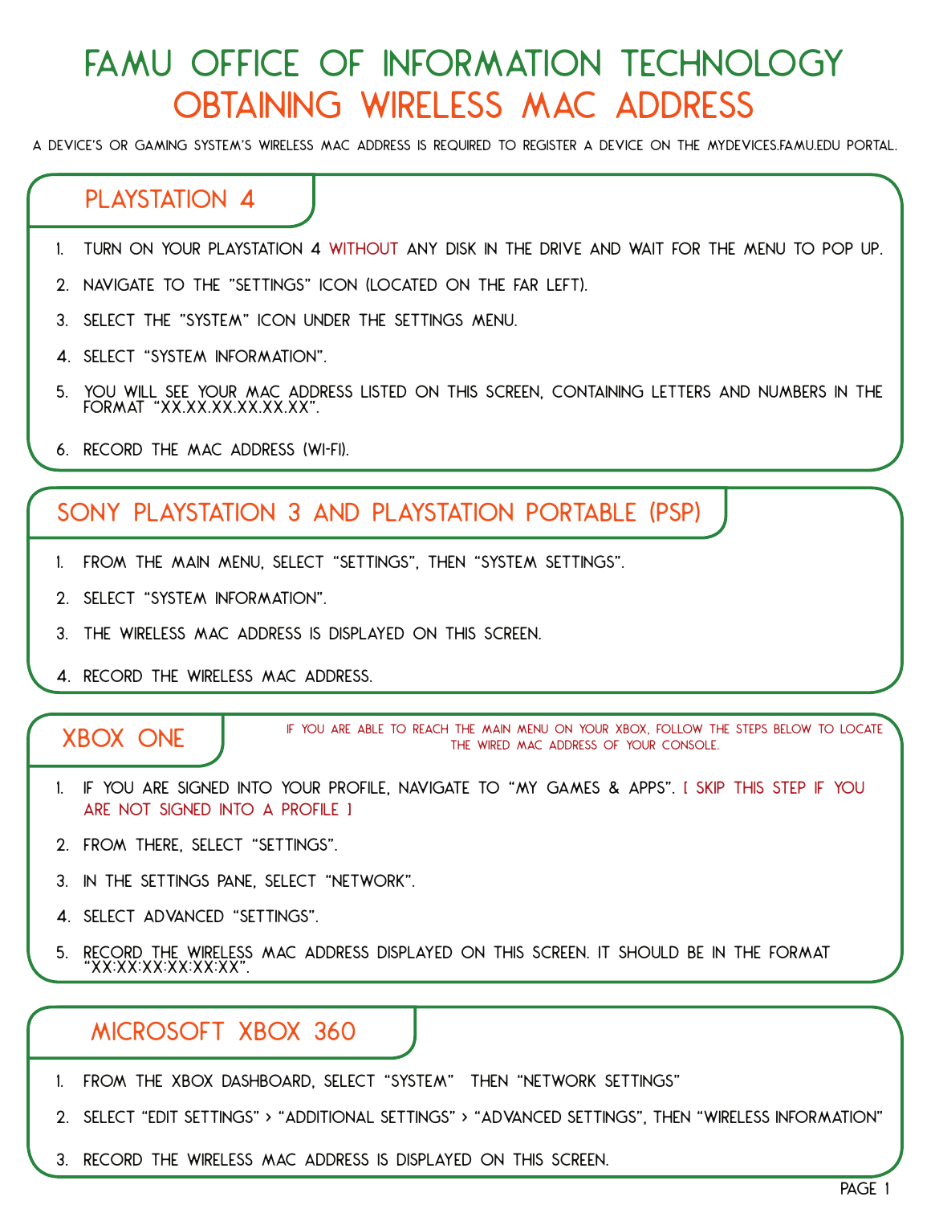# FAMU OFFICE OF INFORMATION TECHNOLOGY
# OBTAINING WIRELESS MAC ADDRESS

A DEVICE'S OR GAMING SYSTEM'S WIRELESS MAC ADDRESS IS REQUIRED TO REGISTER A DEVICE ON THE MYDEVICES.FAMU.EDU PORTAL.

## PLAYSTATION 4

1. TURN ON YOUR PLAYSTATION 4 WITHOUT ANY DISK IN THE DRIVE AND WAIT FOR THE MENU TO POP UP.
2. NAVIGATE TO THE "SETTINGS" ICON (LOCATED ON THE FAR LEFT).
3. SELECT THE "SYSTEM" ICON UNDER THE SETTINGS MENU.
4. SELECT "SYSTEM INFORMATION".
5. YOU WILL SEE YOUR MAC ADDRESS LISTED ON THIS SCREEN, CONTAINING LETTERS AND NUMBERS IN THE FORMAT "XX.XX.XX.XX.XX.XX".
6. RECORD THE MAC ADDRESS (WI-FI).

## SONY PLAYSTATION 3 AND PLAYSTATION PORTABLE (PSP)

1. FROM THE MAIN MENU, SELECT "SETTINGS", THEN "SYSTEM SETTINGS".
2. SELECT "SYSTEM INFORMATION".
3. THE WIRELESS MAC ADDRESS IS DISPLAYED ON THIS SCREEN.
4. RECORD THE WIRELESS MAC ADDRESS.

## XBOX ONE

IF YOU ARE ABLE TO REACH THE MAIN MENU ON YOUR XBOX, FOLLOW THE STEPS BELOW TO LOCATE THE WIRED MAC ADDRESS OF YOUR CONSOLE.

1. IF YOU ARE SIGNED INTO YOUR PROFILE, NAVIGATE TO "MY GAMES & APPS". [ SKIP THIS STEP IF YOU ARE NOT SIGNED INTO A PROFILE ]
2. FROM THERE, SELECT "SETTINGS".
3. IN THE SETTINGS PANE, SELECT "NETWORK".
4. SELECT ADVANCED "SETTINGS".
5. RECORD THE WIRELESS MAC ADDRESS DISPLAYED ON THIS SCREEN. IT SHOULD BE IN THE FORMAT "XX:XX:XX:XX:XX:XX".

## MICROSOFT XBOX 360

1. FROM THE XBOX DASHBOARD, SELECT "SYSTEM" THEN "NETWORK SETTINGS"
2. SELECT "EDIT SETTINGS" > "ADDITIONAL SETTINGS" > "ADVANCED SETTINGS", THEN "WIRELESS INFORMATION"
3. RECORD THE WIRELESS MAC ADDRESS IS DISPLAYED ON THIS SCREEN.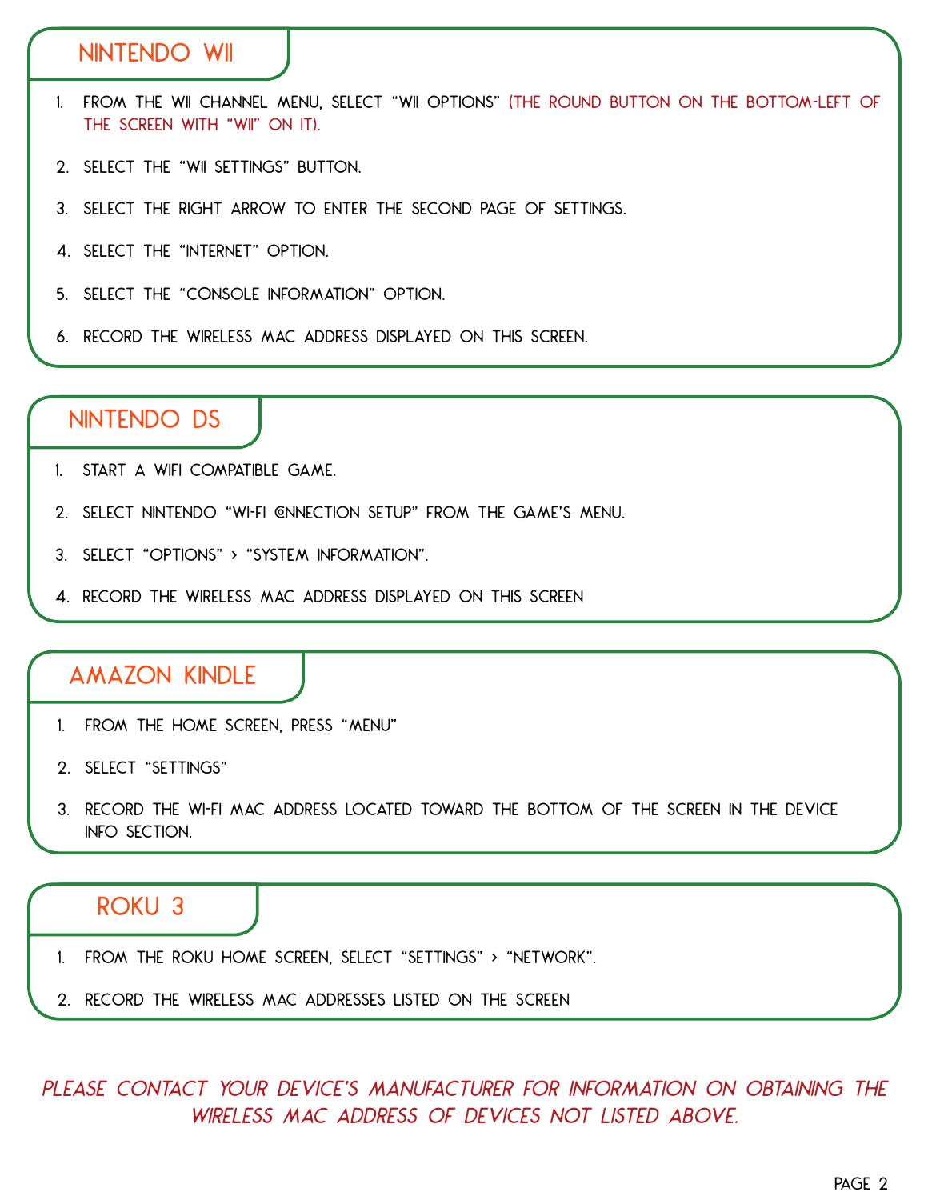## NINTENDO WII

1. FROM THE WII CHANNEL MENU, SELECT "WII OPTIONS" (THE ROUND BUTTON ON THE BOTTOM-LEFT OF THE SCREEN WITH "WII" ON IT).
2. SELECT THE "WII SETTINGS" BUTTON.
3. SELECT THE RIGHT ARROW TO ENTER THE SECOND PAGE OF SETTINGS.
4. SELECT THE "INTERNET" OPTION.
5. SELECT THE "CONSOLE INFORMATION" OPTION.
6. RECORD THE WIRELESS MAC ADDRESS DISPLAYED ON THIS SCREEN.

## NINTENDO DS

1. START A WIFI COMPATIBLE GAME.
2. SELECT NINTENDO "WI-FI CONNECTION SETUP" FROM THE GAME'S MENU.
3. SELECT "OPTIONS" > "SYSTEM INFORMATION".
4. RECORD THE WIRELESS MAC ADDRESS DISPLAYED ON THIS SCREEN

## AMAZON KINDLE

1. FROM THE HOME SCREEN, PRESS "MENU"
2. SELECT "SETTINGS"
3. RECORD THE WI-FI MAC ADDRESS LOCATED TOWARD THE BOTTOM OF THE SCREEN IN THE DEVICE INFO SECTION.

## ROKU 3

1. FROM THE ROKU HOME SCREEN, SELECT "SETTINGS" > "NETWORK".
2. RECORD THE WIRELESS MAC ADDRESSES LISTED ON THE SCREEN

*PLEASE CONTACT YOUR DEVICE'S MANUFACTURER FOR INFORMATION ON OBTAINING THE WIRELESS MAC ADDRESS OF DEVICES NOT LISTED ABOVE.*